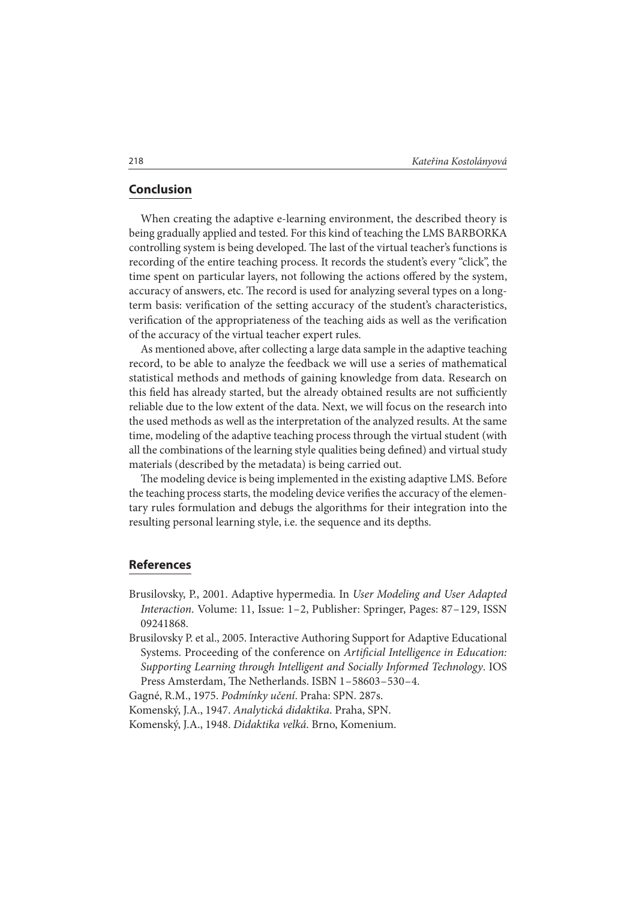## Conclusion

When creating the adaptive e-learning environment, the described theory is being gradually applied and tested. For this kind of teaching the LMS BARBORKA controlling system is being developed. The last of the virtual teacher's functions is recording of the entire teaching process. It records the student's every "click", the time spent on particular layers, not following the actions offered by the system, accuracy of answers, etc. The record is used for analyzing several types on a long-term basis: verification of the setting accuracy of the student's characteristics, verification of the appropriateness of the teaching aids as well as the verification of the accuracy of the virtual teacher expert rules.

As mentioned above, after collecting a large data sample in the adaptive teaching record, to be able to analyze the feedback we will use a series of mathematical statistical methods and methods of gaining knowledge from data. Research on this field has already started, but the already obtained results are not sufficiently reliable due to the low extent of the data. Next, we will focus on the research into the used methods as well as the interpretation of the analyzed results. At the same time, modeling of the adaptive teaching process through the virtual student (with all the combinations of the learning style qualities being defined) and virtual study materials (described by the metadata) is being carried out.

The modeling device is being implemented in the existing adaptive LMS. Before the teaching process starts, the modeling device verifies the accuracy of the elementary rules formulation and debugs the algorithms for their integration into the resulting personal learning style, i.e. the sequence and its depths.

## References

Brusilovsky, P., 2001. Adaptive hypermedia. In *User Modeling and User Adapted Interaction*. Volume: 11, Issue: 1–2, Publisher: Springer, Pages: 87–129, ISSN 09241868.

Brusilovsky P. et al., 2005. Interactive Authoring Support for Adaptive Educational Systems. Proceeding of the conference on *Artificial Intelligence in Education: Supporting Learning through Intelligent and Socially Informed Technology*. IOS Press Amsterdam, The Netherlands. ISBN 1–58603–530–4.

Gagné, R.M., 1975. *Podmínky učení*. Praha: SPN. 287s.

Komenský, J.A., 1947. *Analytická didaktika*. Praha, SPN.

Komenský, J.A., 1948. *Didaktika velká*. Brno, Komenium.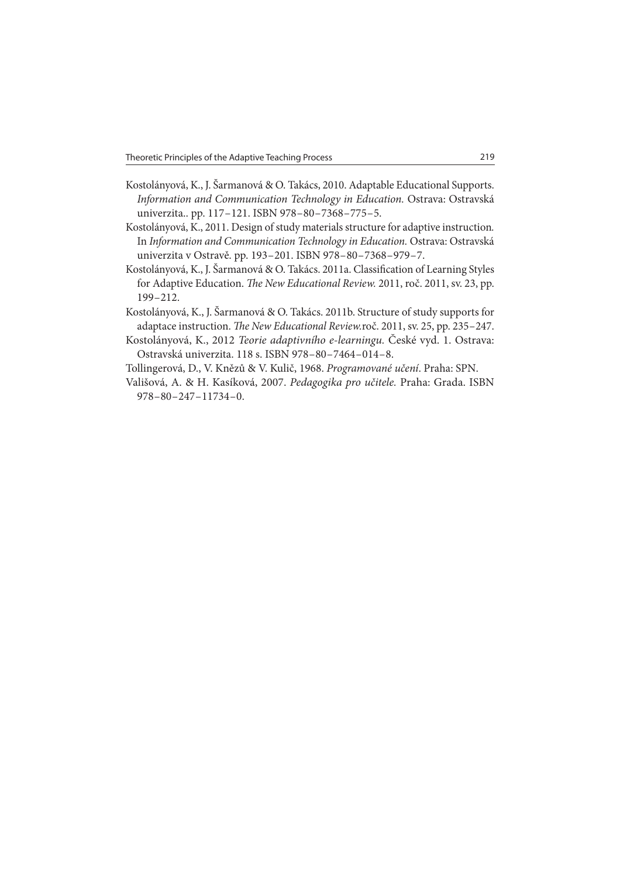Kostolányová, K., J. Šarmanová & O. Takács, 2010. Adaptable Educational Supports. *Information and Communication Technology in Education.* Ostrava: Ostravská univerzita.. pp. 117–121. ISBN 978–80–7368–775–5.

Kostolányová, K., 2011. Design of study materials structure for adaptive instruction. In *Information and Communication Technology in Education.* Ostrava: Ostravská univerzita v Ostravě. pp. 193–201. ISBN 978–80–7368–979–7.

Kostolányová, K., J. Šarmanová & O. Takács. 2011a. Classification of Learning Styles for Adaptive Education. *The New Educational Review.* 2011, roč. 2011, sv. 23, pp. 199–212.

Kostolányová, K., J. Šarmanová & O. Takács. 2011b. Structure of study supports for adaptace instruction. *The New Educational Review.*roč. 2011, sv. 25, pp. 235–247.

Kostolányová, K., 2012 *Teorie adaptivního e-learningu.* České vyd. 1. Ostrava: Ostravská univerzita. 118 s. ISBN 978–80–7464–014–8.

Tollingerová, D., V. Knězů & V. Kulič, 1968. *Programované učení*. Praha: SPN.

Vališová, A. & H. Kasíková, 2007. *Pedagogika pro učitele.* Praha: Grada. ISBN 978–80–247–11734–0.